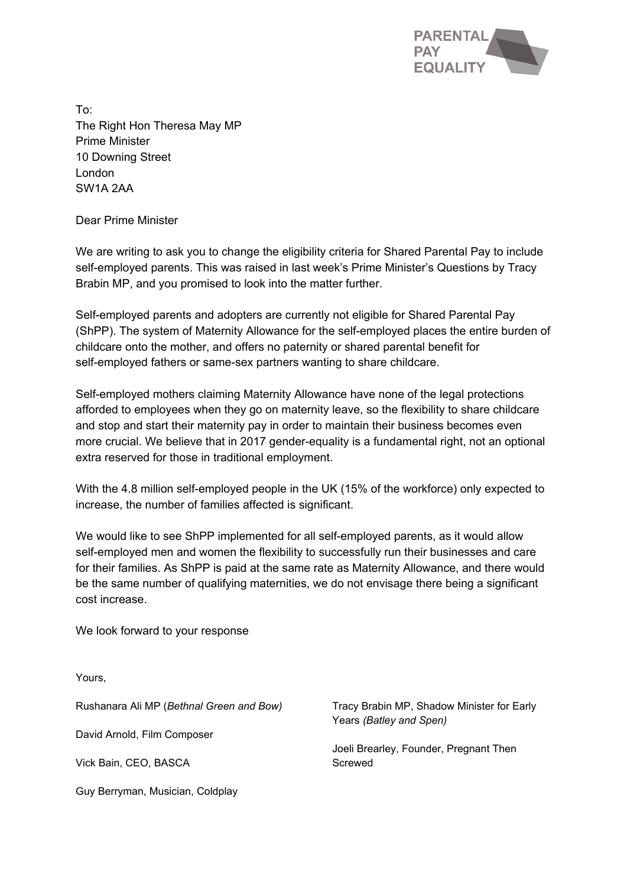PARENTAL PAY EQUALITY

To:
The Right Hon Theresa May MP
Prime Minister
10 Downing Street
London
SW1A 2AA

Dear Prime Minister

We are writing to ask you to change the eligibility criteria for Shared Parental Pay to include self-employed parents. This was raised in last week's Prime Minister's Questions by Tracy Brabin MP, and you promised to look into the matter further.

Self-employed parents and adopters are currently not eligible for Shared Parental Pay (ShPP). The system of Maternity Allowance for the self-employed places the entire burden of childcare onto the mother, and offers no paternity or shared parental benefit for self-employed fathers or same-sex partners wanting to share childcare.

Self-employed mothers claiming Maternity Allowance have none of the legal protections afforded to employees when they go on maternity leave, so the flexibility to share childcare and stop and start their maternity pay in order to maintain their business becomes even more crucial. We believe that in 2017 gender-equality is a fundamental right, not an optional extra reserved for those in traditional employment.

With the 4.8 million self-employed people in the UK (15% of the workforce) only expected to increase, the number of families affected is significant.

We would like to see ShPP implemented for all self-employed parents, as it would allow self-employed men and women the flexibility to successfully run their businesses and care for their families. As ShPP is paid at the same rate as Maternity Allowance, and there would be the same number of qualifying maternities, we do not envisage there being a significant cost increase.

We look forward to your response

Yours,

Rushanara Ali MP (*Bethnal Green and Bow)*

David Arnold, Film Composer

Vick Bain, CEO, BASCA

Guy Berryman, Musician, Coldplay

Tracy Brabin MP, Shadow Minister for Early Years *(Batley and Spen)*

Joeli Brearley, Founder, Pregnant Then Screwed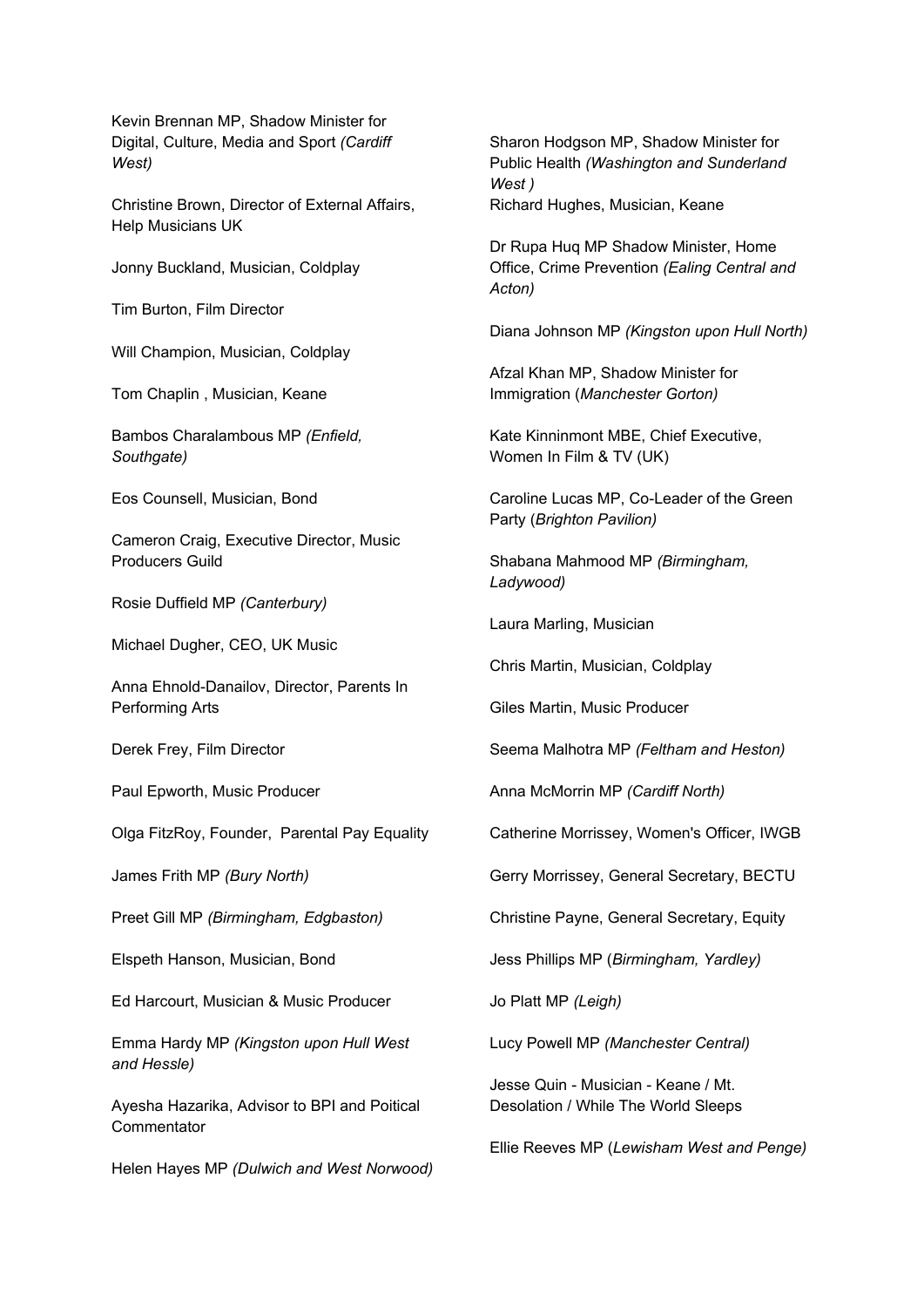Kevin Brennan MP, Shadow Minister for Digital, Culture, Media and Sport *(Cardiff West)*

Christine Brown, Director of External Affairs, Help Musicians UK

Jonny Buckland, Musician, Coldplay

Tim Burton, Film Director

Will Champion, Musician, Coldplay

Tom Chaplin , Musician, Keane

Bambos Charalambous MP *(Enfield, Southgate)*

Eos Counsell, Musician, Bond

Cameron Craig, Executive Director, Music Producers Guild

Rosie Duffield MP *(Canterbury)*

Michael Dugher, CEO, UK Music

Anna Ehnold-Danailov, Director, Parents In Performing Arts

Derek Frey, Film Director

Paul Epworth, Music Producer

Olga FitzRoy, Founder, Parental Pay Equality

James Frith MP *(Bury North)*

Preet Gill MP *(Birmingham, Edgbaston)*

Elspeth Hanson, Musician, Bond

Ed Harcourt, Musician & Music Producer

Emma Hardy MP *(Kingston upon Hull West and Hessle)*

Ayesha Hazarika, Advisor to BPI and Poitical Commentator

Helen Hayes MP *(Dulwich and West Norwood)*

Sharon Hodgson MP, Shadow Minister for Public Health *(Washington and Sunderland West )*

Richard Hughes, Musician, Keane

Dr Rupa Huq MP Shadow Minister, Home Office, Crime Prevention *(Ealing Central and Acton)*

Diana Johnson MP *(Kingston upon Hull North)*

Afzal Khan MP, Shadow Minister for Immigration (*Manchester Gorton)*

Kate Kinninmont MBE, Chief Executive, Women In Film & TV (UK)

Caroline Lucas MP, Co-Leader of the Green Party (*Brighton Pavilion)*

Shabana Mahmood MP *(Birmingham, Ladywood)*

Laura Marling, Musician

Chris Martin, Musician, Coldplay

Giles Martin, Music Producer

Seema Malhotra MP *(Feltham and Heston)*

Anna McMorrin MP *(Cardiff North)*

Catherine Morrissey, Women's Officer, IWGB

Gerry Morrissey, General Secretary, BECTU

Christine Payne, General Secretary, Equity

Jess Phillips MP (*Birmingham, Yardley)*

Jo Platt MP *(Leigh)*

Lucy Powell MP *(Manchester Central)*

Jesse Quin - Musician - Keane / Mt. Desolation / While The World Sleeps

Ellie Reeves MP (*Lewisham West and Penge)*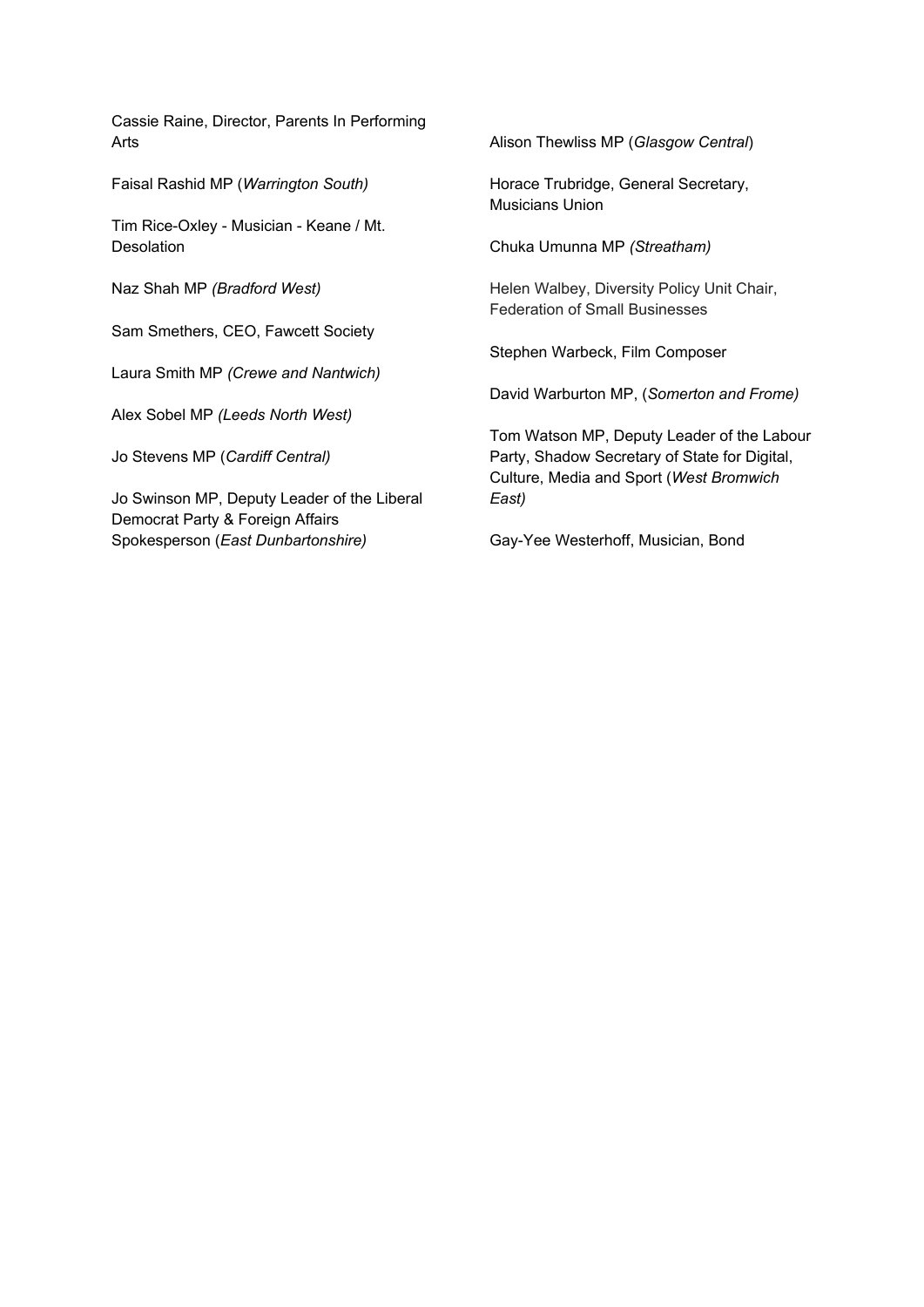Cassie Raine, Director, Parents In Performing Arts

Faisal Rashid MP (*Warrington South)*

Tim Rice-Oxley - Musician - Keane / Mt. Desolation

Naz Shah MP *(Bradford West)*

Sam Smethers, CEO, Fawcett Society

Laura Smith MP *(Crewe and Nantwich)*

Alex Sobel MP *(Leeds North West)*

Jo Stevens MP (*Cardiff Central)*

Jo Swinson MP, Deputy Leader of the Liberal Democrat Party & Foreign Affairs Spokesperson (*East Dunbartonshire)*

Alison Thewliss MP (*Glasgow Central*)

Horace Trubridge, General Secretary, Musicians Union

Chuka Umunna MP *(Streatham)*

Helen Walbey, Diversity Policy Unit Chair, Federation of Small Businesses

Stephen Warbeck, Film Composer

David Warburton MP, (*Somerton and Frome)*

Tom Watson MP, Deputy Leader of the Labour Party, Shadow Secretary of State for Digital, Culture, Media and Sport (*West Bromwich East)*

Gay-Yee Westerhoff, Musician, Bond